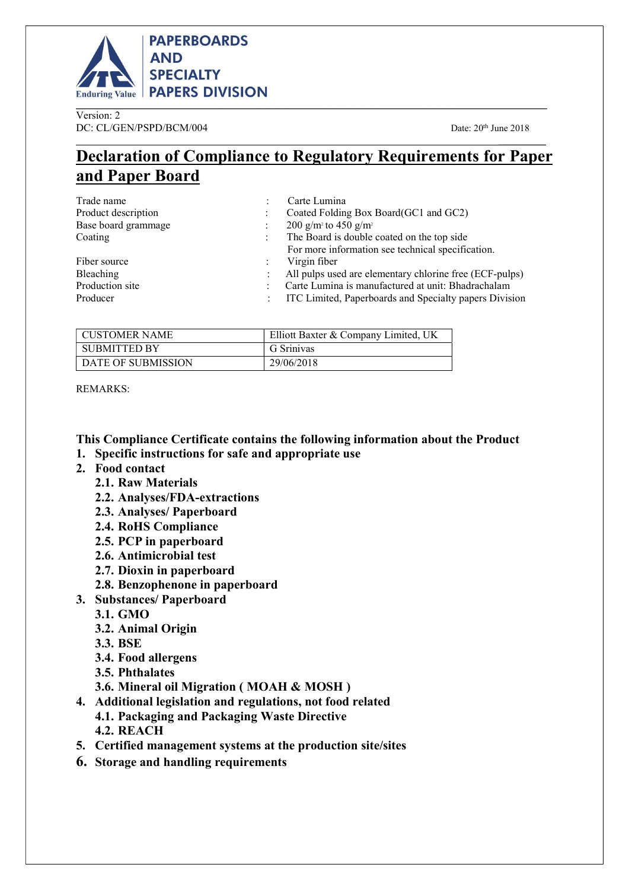PAPERBOARDS AND SPECIALTY PAPERS DIVISION

Version: 2
DC: CL/GEN/PSPD/BCM/004

Date: 20th June 2018

# Declaration of Compliance to Regulatory Requirements for Paper and Paper Board

| | | |
|---|---|---|
| Trade name | : | Carte Lumina |
| Product description | : | Coated Folding Box Board(GC1 and GC2) |
| Base board grammage | : | 200 g/m² to 450 g/m² |
| Coating | : | The Board is double coated on the top side<br>For more information see technical specification. |
| Fiber source | : | Virgin fiber |
| Bleaching | : | All pulps used are elementary chlorine free (ECF-pulps) |
| Production site | : | Carte Lumina is manufactured at unit: Bhadrachalam |
| Producer | : | ITC Limited, Paperboards and Specialty papers Division |

| CUSTOMER NAME | Elliott Baxter & Company Limited, UK |
|---|---|
| SUBMITTED BY | G Srinivas |
| DATE OF SUBMISSION | 29/06/2018 |

REMARKS:

**This Compliance Certificate contains the following information about the Product**

1. **Specific instructions for safe and appropriate use**
2. **Food contact**
   - **2.1. Raw Materials**
   - **2.2. Analyses/FDA-extractions**
   - **2.3. Analyses/ Paperboard**
   - **2.4. RoHS Compliance**
   - **2.5. PCP in paperboard**
   - **2.6. Antimicrobial test**
   - **2.7. Dioxin in paperboard**
   - **2.8. Benzophenone in paperboard**
3. **Substances/ Paperboard**
   - **3.1. GMO**
   - **3.2. Animal Origin**
   - **3.3. BSE**
   - **3.4. Food allergens**
   - **3.5. Phthalates**
   - **3.6. Mineral oil Migration ( MOAH & MOSH )**
4. **Additional legislation and regulations, not food related**
   - **4.1. Packaging and Packaging Waste Directive**
   - **4.2. REACH**
5. **Certified management systems at the production site/sites**
6. **Storage and handling requirements**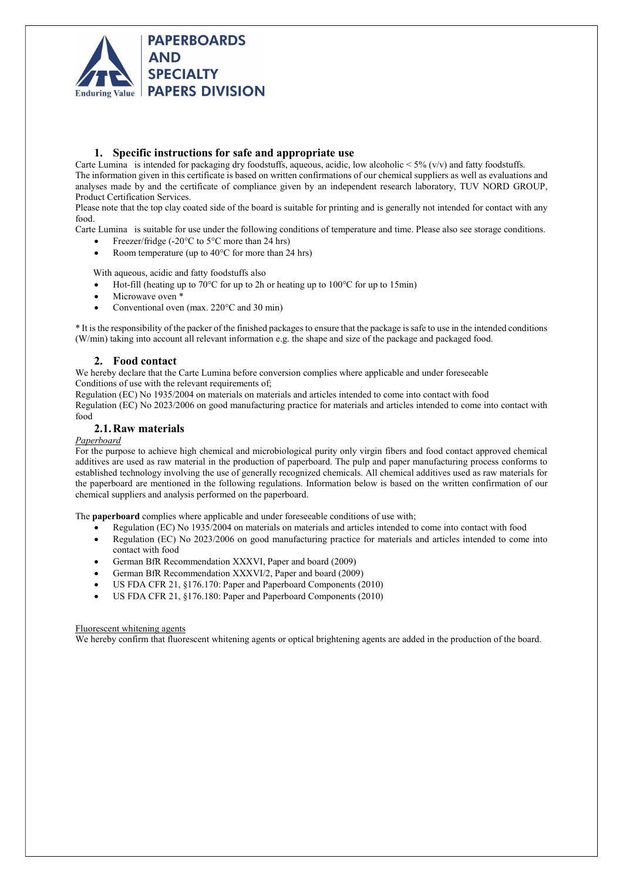## 1. Specific instructions for safe and appropriate use

Carte Lumina is intended for packaging dry foodstuffs, aqueous, acidic, low alcoholic < 5% (v/v) and fatty foodstuffs. The information given in this certificate is based on written confirmations of our chemical suppliers as well as evaluations and analyses made by and the certificate of compliance given by an independent research laboratory, TUV NORD GROUP, Product Certification Services.

Please note that the top clay coated side of the board is suitable for printing and is generally not intended for contact with any food.

Carte Lumina is suitable for use under the following conditions of temperature and time. Please also see storage conditions.

- Freezer/fridge (-20°C to 5°C more than 24 hrs)
- Room temperature (up to 40°C for more than 24 hrs)

With aqueous, acidic and fatty foodstuffs also

- Hot-fill (heating up to 70°C for up to 2h or heating up to 100°C for up to 15min)
- Microwave oven *
- Conventional oven (max. 220°C and 30 min)

* It is the responsibility of the packer of the finished packages to ensure that the package is safe to use in the intended conditions (W/min) taking into account all relevant information e.g. the shape and size of the package and packaged food.

## 2. Food contact

We hereby declare that the Carte Lumina before conversion complies where applicable and under foreseeable Conditions of use with the relevant requirements of;

Regulation (EC) No 1935/2004 on materials on materials and articles intended to come into contact with food

Regulation (EC) No 2023/2006 on good manufacturing practice for materials and articles intended to come into contact with food

### 2.1. Raw materials

*Paperboard*

For the purpose to achieve high chemical and microbiological purity only virgin fibers and food contact approved chemical additives are used as raw material in the production of paperboard. The pulp and paper manufacturing process conforms to established technology involving the use of generally recognized chemicals. All chemical additives used as raw materials for the paperboard are mentioned in the following regulations. Information below is based on the written confirmation of our chemical suppliers and analysis performed on the paperboard.

The **paperboard** complies where applicable and under foreseeable conditions of use with;

- Regulation (EC) No 1935/2004 on materials on materials and articles intended to come into contact with food
- Regulation (EC) No 2023/2006 on good manufacturing practice for materials and articles intended to come into contact with food
- German BfR Recommendation XXXVI, Paper and board (2009)
- German BfR Recommendation XXXVI/2, Paper and board (2009)
- US FDA CFR 21, §176.170: Paper and Paperboard Components (2010)
- US FDA CFR 21, §176.180: Paper and Paperboard Components (2010)

Fluorescent whitening agents

We hereby confirm that fluorescent whitening agents or optical brightening agents are added in the production of the board.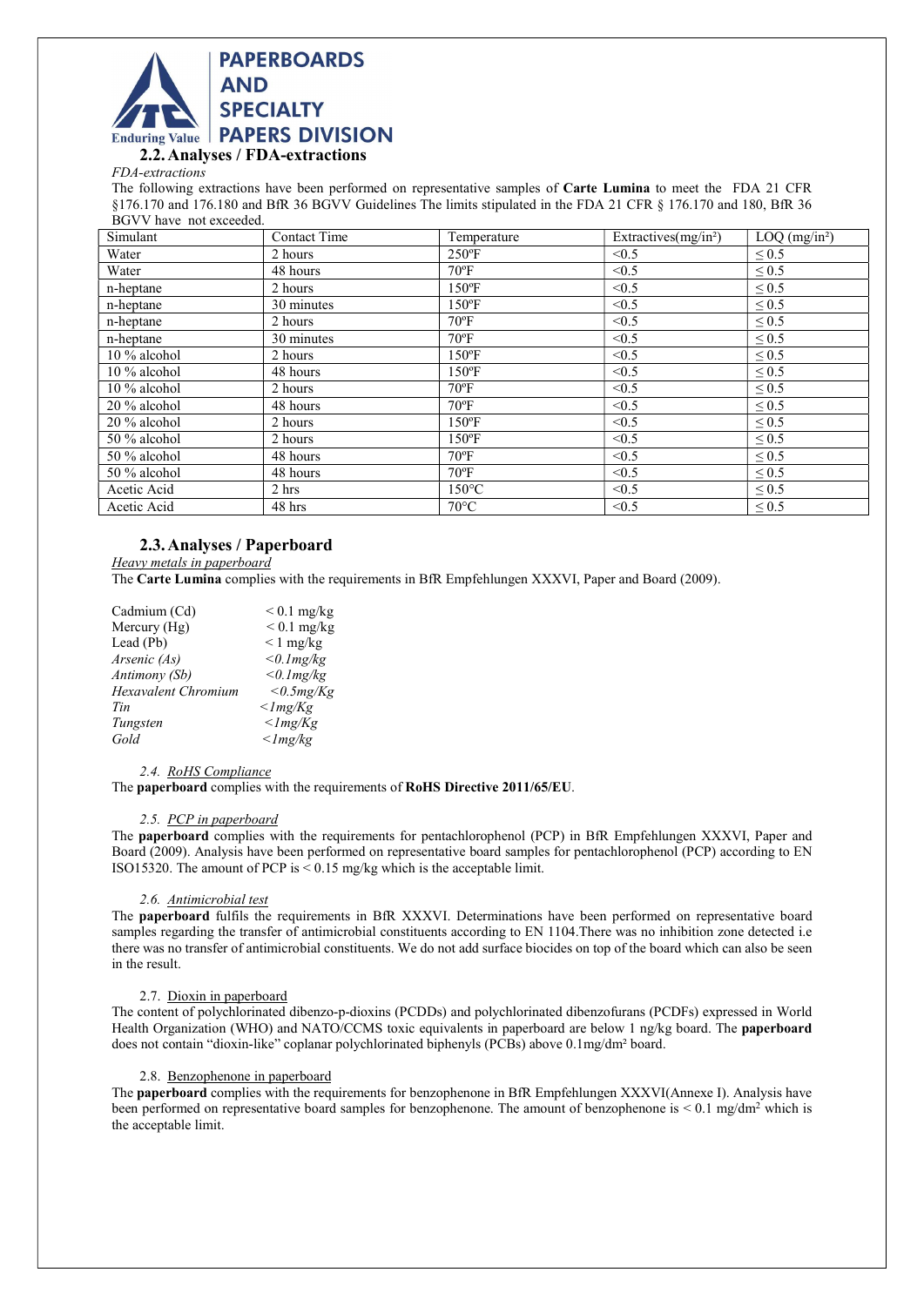## 2.2. Analyses / FDA-extractions

*FDA-extractions*

The following extractions have been performed on representative samples of **Carte Lumina** to meet the FDA 21 CFR §176.170 and 176.180 and BfR 36 BGVV Guidelines The limits stipulated in the FDA 21 CFR § 176.170 and 180, BfR 36 BGVV have not exceeded.

| Simulant | Contact Time | Temperature | Extractives(mg/in²) | LOQ (mg/in²) |
|---|---|---|---|---|
| Water | 2 hours | 250ºF | <0.5 | ≤ 0.5 |
| Water | 48 hours | 70ºF | <0.5 | ≤ 0.5 |
| n-heptane | 2 hours | 150ºF | <0.5 | ≤ 0.5 |
| n-heptane | 30 minutes | 150ºF | <0.5 | ≤ 0.5 |
| n-heptane | 2 hours | 70ºF | <0.5 | ≤ 0.5 |
| n-heptane | 30 minutes | 70ºF | <0.5 | ≤ 0.5 |
| 10 % alcohol | 2 hours | 150ºF | <0.5 | ≤ 0.5 |
| 10 % alcohol | 48 hours | 150ºF | <0.5 | ≤ 0.5 |
| 10 % alcohol | 2 hours | 70ºF | <0.5 | ≤ 0.5 |
| 20 % alcohol | 48 hours | 70ºF | <0.5 | ≤ 0.5 |
| 20 % alcohol | 2 hours | 150ºF | <0.5 | ≤ 0.5 |
| 50 % alcohol | 2 hours | 150ºF | <0.5 | ≤ 0.5 |
| 50 % alcohol | 48 hours | 70ºF | <0.5 | ≤ 0.5 |
| 50 % alcohol | 48 hours | 70ºF | <0.5 | ≤ 0.5 |
| Acetic Acid | 2 hrs | 150°C | <0.5 | ≤ 0.5 |
| Acetic Acid | 48 hrs | 70°C | <0.5 | ≤ 0.5 |

## 2.3. Analyses / Paperboard

*Heavy metals in paperboard*

The **Carte Lumina** complies with the requirements in BfR Empfehlungen XXXVI, Paper and Board (2009).

| | |
|---|---|
| Cadmium (Cd) | < 0.1 mg/kg |
| Mercury (Hg) | < 0.1 mg/kg |
| Lead (Pb) | < 1 mg/kg |
| *Arsenic (As)* | *<0.1mg/kg* |
| *Antimony (Sb)* | *<0.1mg/kg* |
| *Hexavalent Chromium* | *<0.5mg/Kg* |
| *Tin* | *<1mg/Kg* |
| *Tungsten* | *<1mg/Kg* |
| *Gold* | *<1mg/kg* |

### 2.4. RoHS Compliance

The **paperboard** complies with the requirements of **RoHS Directive 2011/65/EU**.

### 2.5. PCP in paperboard

The **paperboard** complies with the requirements for pentachlorophenol (PCP) in BfR Empfehlungen XXXVI, Paper and Board (2009). Analysis have been performed on representative board samples for pentachlorophenol (PCP) according to EN ISO15320. The amount of PCP is < 0.15 mg/kg which is the acceptable limit.

### 2.6. Antimicrobial test

The **paperboard** fulfils the requirements in BfR XXXVI. Determinations have been performed on representative board samples regarding the transfer of antimicrobial constituents according to EN 1104.There was no inhibition zone detected i.e there was no transfer of antimicrobial constituents. We do not add surface biocides on top of the board which can also be seen in the result.

### 2.7. Dioxin in paperboard

The content of polychlorinated dibenzo-p-dioxins (PCDDs) and polychlorinated dibenzofurans (PCDFs) expressed in World Health Organization (WHO) and NATO/CCMS toxic equivalents in paperboard are below 1 ng/kg board. The **paperboard** does not contain "dioxin-like" coplanar polychlorinated biphenyls (PCBs) above 0.1mg/dm² board.

### 2.8. Benzophenone in paperboard

The **paperboard** complies with the requirements for benzophenone in BfR Empfehlungen XXXVI(Annexe I). Analysis have been performed on representative board samples for benzophenone. The amount of benzophenone is < 0.1 mg/dm² which is the acceptable limit.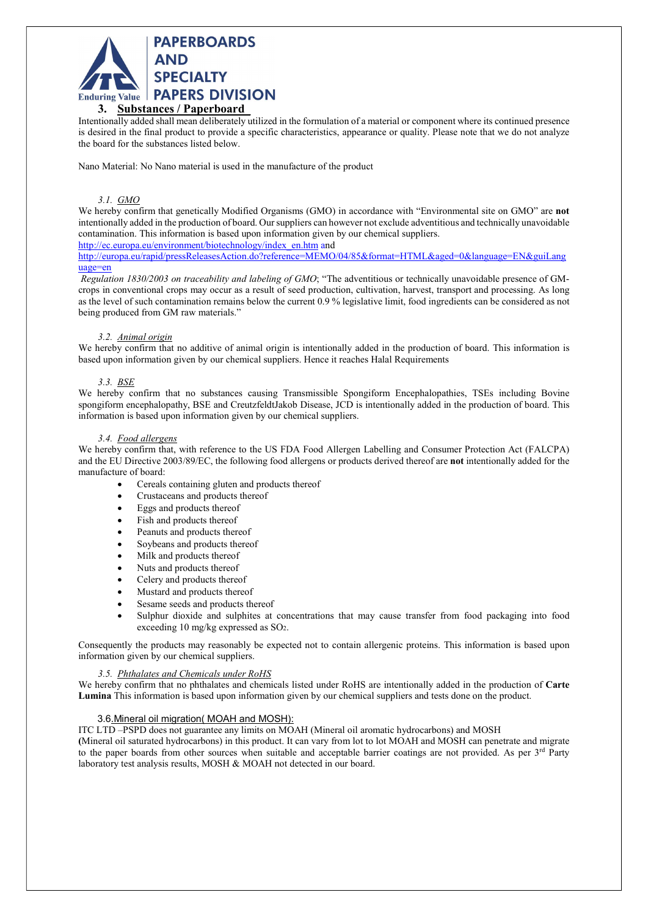## 3. Substances / Paperboard

Intentionally added shall mean deliberately utilized in the formulation of a material or component where its continued presence is desired in the final product to provide a specific characteristics, appearance or quality. Please note that we do not analyze the board for the substances listed below.

Nano Material: No Nano material is used in the manufacture of the product

### 3.1. GMO

We hereby confirm that genetically Modified Organisms (GMO) in accordance with "Environmental site on GMO" are **not** intentionally added in the production of board. Our suppliers can however not exclude adventitious and technically unavoidable contamination. This information is based upon information given by our chemical suppliers.

http://ec.europa.eu/environment/biotechnology/index_en.htm and
http://europa.eu/rapid/pressReleasesAction.do?reference=MEMO/04/85&format=HTML&aged=0&language=EN&guiLanguage=en

*Regulation 1830/2003 on traceability and labeling of GMO*; "The adventitious or technically unavoidable presence of GM-crops in conventional crops may occur as a result of seed production, cultivation, harvest, transport and processing. As long as the level of such contamination remains below the current 0.9 % legislative limit, food ingredients can be considered as not being produced from GM raw materials."

### 3.2. Animal origin

We hereby confirm that no additive of animal origin is intentionally added in the production of board. This information is based upon information given by our chemical suppliers. Hence it reaches Halal Requirements

### 3.3. BSE

We hereby confirm that no substances causing Transmissible Spongiform Encephalopathies, TSEs including Bovine spongiform encephalopathy, BSE and CreutzfeldtJakob Disease, JCD is intentionally added in the production of board. This information is based upon information given by our chemical suppliers.

### 3.4. Food allergens

We hereby confirm that, with reference to the US FDA Food Allergen Labelling and Consumer Protection Act (FALCPA) and the EU Directive 2003/89/EC, the following food allergens or products derived thereof are **not** intentionally added for the manufacture of board:

- Cereals containing gluten and products thereof
- Crustaceans and products thereof
- Eggs and products thereof
- Fish and products thereof
- Peanuts and products thereof
- Soybeans and products thereof
- Milk and products thereof
- Nuts and products thereof
- Celery and products thereof
- Mustard and products thereof
- Sesame seeds and products thereof
- Sulphur dioxide and sulphites at concentrations that may cause transfer from food packaging into food exceeding 10 mg/kg expressed as $SO_2$.

Consequently the products may reasonably be expected not to contain allergenic proteins. This information is based upon information given by our chemical suppliers.

### 3.5. Phthalates and Chemicals under RoHS

We hereby confirm that no phthalates and chemicals listed under RoHS are intentionally added in the production of **Carte Lumina** This information is based upon information given by our chemical suppliers and tests done on the product.

### 3.6. Mineral oil migration( MOAH and MOSH):

ITC LTD –PSPD does not guarantee any limits on MOAH (Mineral oil aromatic hydrocarbons) and MOSH (Mineral oil saturated hydrocarbons) in this product. It can vary from lot to lot MOAH and MOSH can penetrate and migrate to the paper boards from other sources when suitable and acceptable barrier coatings are not provided. As per 3rd Party laboratory test analysis results, MOSH & MOAH not detected in our board.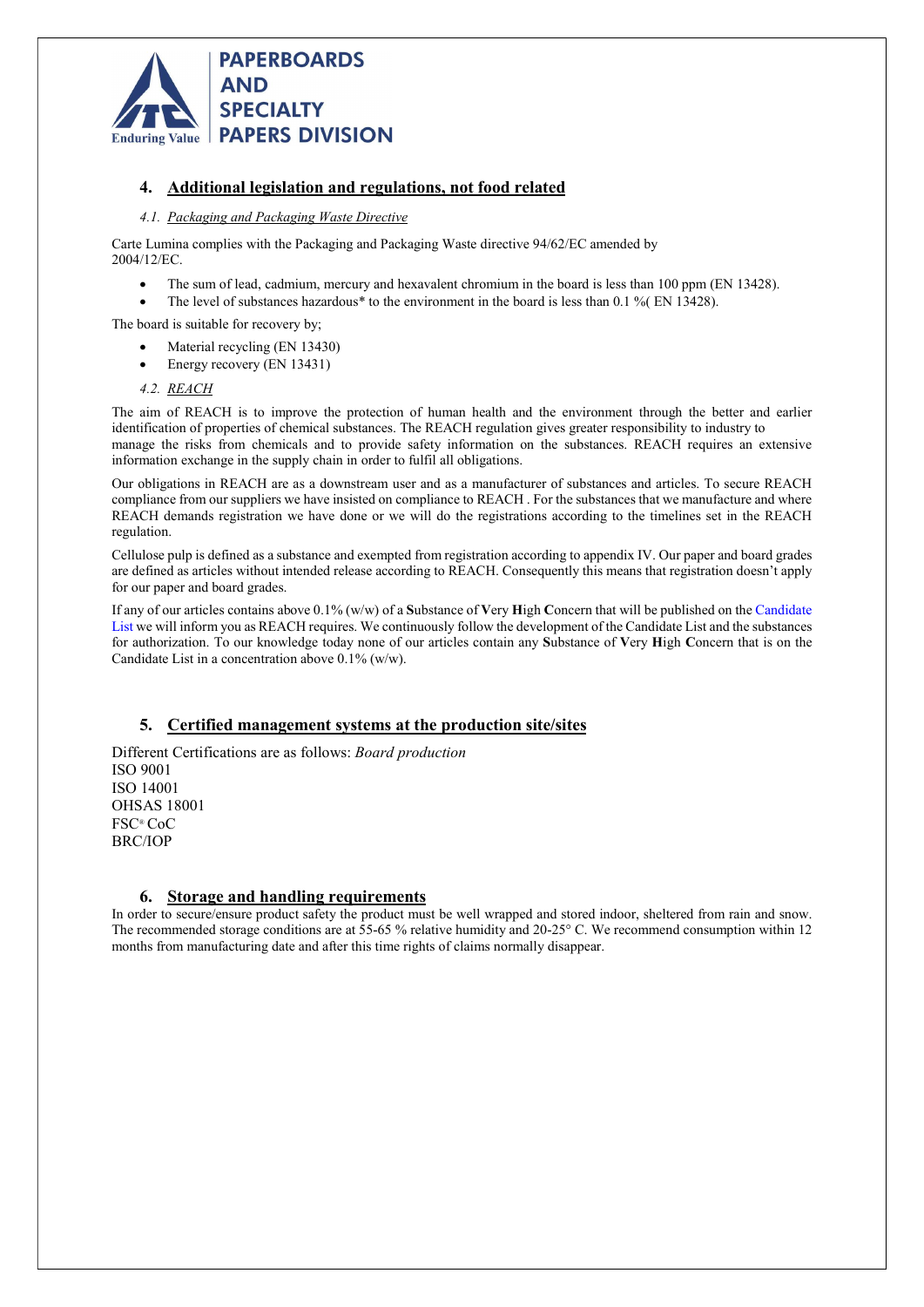## 4. Additional legislation and regulations, not food related

### *4.1. Packaging and Packaging Waste Directive*

Carte Lumina complies with the Packaging and Packaging Waste directive 94/62/EC amended by 2004/12/EC.

- The sum of lead, cadmium, mercury and hexavalent chromium in the board is less than 100 ppm (EN 13428).
- The level of substances hazardous* to the environment in the board is less than 0.1 %( EN 13428).

The board is suitable for recovery by;

- Material recycling (EN 13430)
- Energy recovery (EN 13431)

### *4.2. REACH*

The aim of REACH is to improve the protection of human health and the environment through the better and earlier identification of properties of chemical substances. The REACH regulation gives greater responsibility to industry to manage the risks from chemicals and to provide safety information on the substances. REACH requires an extensive information exchange in the supply chain in order to fulfil all obligations.

Our obligations in REACH are as a downstream user and as a manufacturer of substances and articles. To secure REACH compliance from our suppliers we have insisted on compliance to REACH . For the substances that we manufacture and where REACH demands registration we have done or we will do the registrations according to the timelines set in the REACH regulation.

Cellulose pulp is defined as a substance and exempted from registration according to appendix IV. Our paper and board grades are defined as articles without intended release according to REACH. Consequently this means that registration doesn't apply for our paper and board grades.

If any of our articles contains above 0.1% (w/w) of a **S**ubstance of **V**ery **H**igh **C**oncern that will be published on the Candidate List we will inform you as REACH requires. We continuously follow the development of the Candidate List and the substances for authorization. To our knowledge today none of our articles contain any **S**ubstance of **V**ery **H**igh **C**oncern that is on the Candidate List in a concentration above 0.1% (w/w).

## 5. Certified management systems at the production site/sites

Different Certifications are as follows: *Board production*
ISO 9001
ISO 14001
OHSAS 18001
FSC® CoC
BRC/IOP

## 6. Storage and handling requirements

In order to secure/ensure product safety the product must be well wrapped and stored indoor, sheltered from rain and snow. The recommended storage conditions are at 55-65 % relative humidity and 20-25° C. We recommend consumption within 12 months from manufacturing date and after this time rights of claims normally disappear.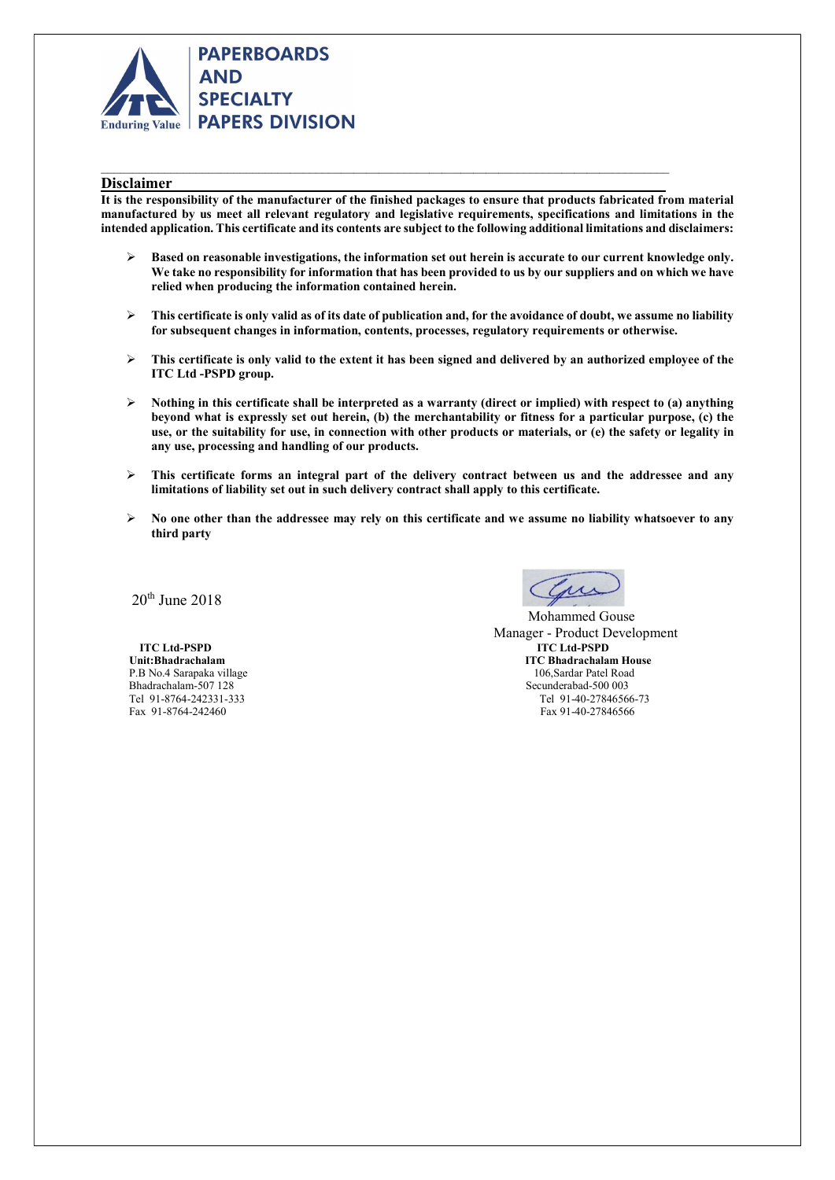PAPERBOARDS AND SPECIALTY PAPERS DIVISION

Enduring Value

## Disclaimer

**It is the responsibility of the manufacturer of the finished packages to ensure that products fabricated from material manufactured by us meet all relevant regulatory and legislative requirements, specifications and limitations in the intended application. This certificate and its contents are subject to the following additional limitations and disclaimers:**

- **Based on reasonable investigations, the information set out herein is accurate to our current knowledge only. We take no responsibility for information that has been provided to us by our suppliers and on which we have relied when producing the information contained herein.**
- **This certificate is only valid as of its date of publication and, for the avoidance of doubt, we assume no liability for subsequent changes in information, contents, processes, regulatory requirements or otherwise.**
- **This certificate is only valid to the extent it has been signed and delivered by an authorized employee of the ITC Ltd -PSPD group.**
- **Nothing in this certificate shall be interpreted as a warranty (direct or implied) with respect to (a) anything beyond what is expressly set out herein, (b) the merchantability or fitness for a particular purpose, (c) the use, or the suitability for use, in connection with other products or materials, or (e) the safety or legality in any use, processing and handling of our products.**
- **This certificate forms an integral part of the delivery contract between us and the addressee and any limitations of liability set out in such delivery contract shall apply to this certificate.**
- **No one other than the addressee may rely on this certificate and we assume no liability whatsoever to any third party**

20th June 2018

Mohammed Gouse
Manager - Product Development

**ITC Ltd-PSPD**
**Unit:Bhadrachalam**
P.B No.4 Sarapaka village
Bhadrachalam-507 128
Tel 91-8764-242331-333
Fax 91-8764-242460

**ITC Ltd-PSPD**
**ITC Bhadrachalam House**
106,Sardar Patel Road
Secunderabad-500 003
Tel 91-40-27846566-73
Fax 91-40-27846566